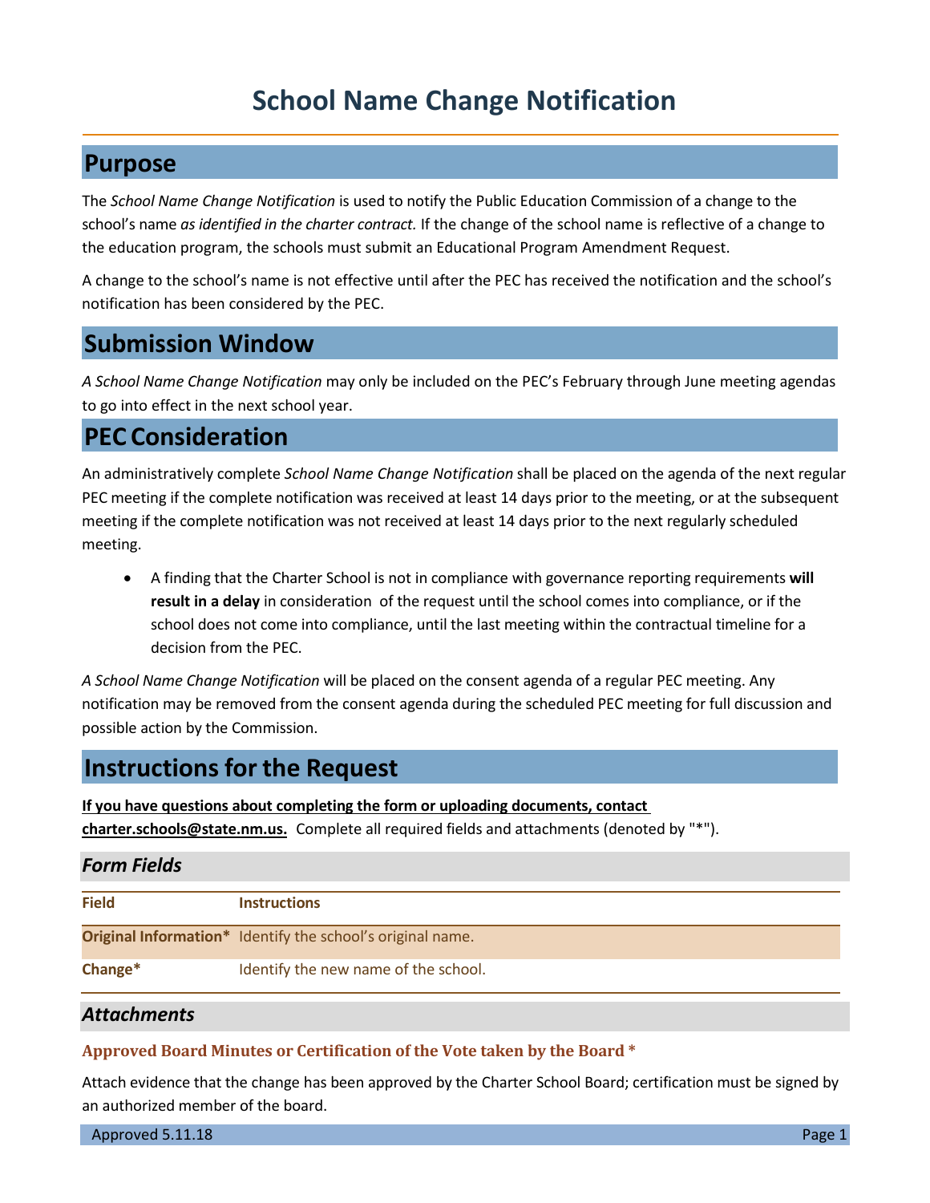# School Name Change Notification

## Purpose

The *School Name Change Notification* is used to notify the Public Education Commission of a change to the school's name *as identified in the charter contract.* If the change of the school name is reflective of a change to the education program, the schools must submit an Educational Program Amendment Request.

A change to the school's name is not effective until after the PEC has received the notification and the school's notification has been considered by the PEC.

## Submission Window

*A School Name Change Notification* may only be included on the PEC's February through June meeting agendas to go into effect in the next school year.

## PEC Consideration

An administratively complete *School Name Change Notification* shall be placed on the agenda of the next regular PEC meeting if the complete notification was received at least 14 days prior to the meeting, or at the subsequent meeting if the complete notification was not received at least 14 days prior to the next regularly scheduled meeting.

- A finding that the Charter School is not in compliance with governance reporting requirements **will result in a delay** in consideration of the request until the school comes into compliance, or if the school does not come into compliance, until the last meeting within the contractual timeline for a decision from the PEC.

*A School Name Change Notification* will be placed on the consent agenda of a regular PEC meeting. Any notification may be removed from the consent agenda during the scheduled PEC meeting for full discussion and possible action by the Commission.

## Instructions for the Request

**If you have questions about completing the form or uploading documents, contact charter.schools@state.nm.us.** Complete all required fields and attachments (denoted by "*").

### *Form Fields*

| Field | Instructions |
| --- | --- |
| **Original Information*** | Identify the school's original name. |
| **Change*** | Identify the new name of the school. |

### *Attachments*

**Approved Board Minutes or Certification of the Vote taken by the Board ***

Attach evidence that the change has been approved by the Charter School Board; certification must be signed by an authorized member of the board.

Approved 5.11.18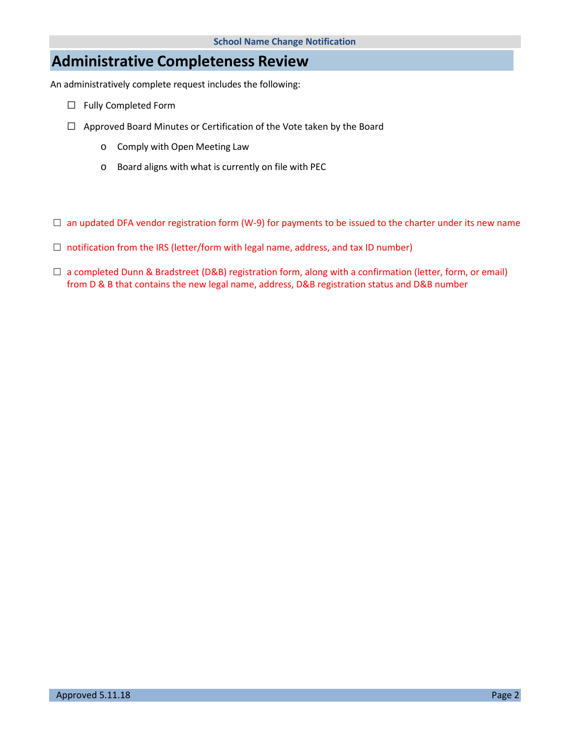# Administrative Completeness Review

An administratively complete request includes the following:

- ☐ Fully Completed Form
- ☐ Approved Board Minutes or Certification of the Vote taken by the Board
  - Comply with Open Meeting Law
  - Board aligns with what is currently on file with PEC

☐ an updated DFA vendor registration form (W-9) for payments to be issued to the charter under its new name

☐ notification from the IRS (letter/form with legal name, address, and tax ID number)

☐ a completed Dunn & Bradstreet (D&B) registration form, along with a confirmation (letter, form, or email) from D & B that contains the new legal name, address, D&B registration status and D&B number